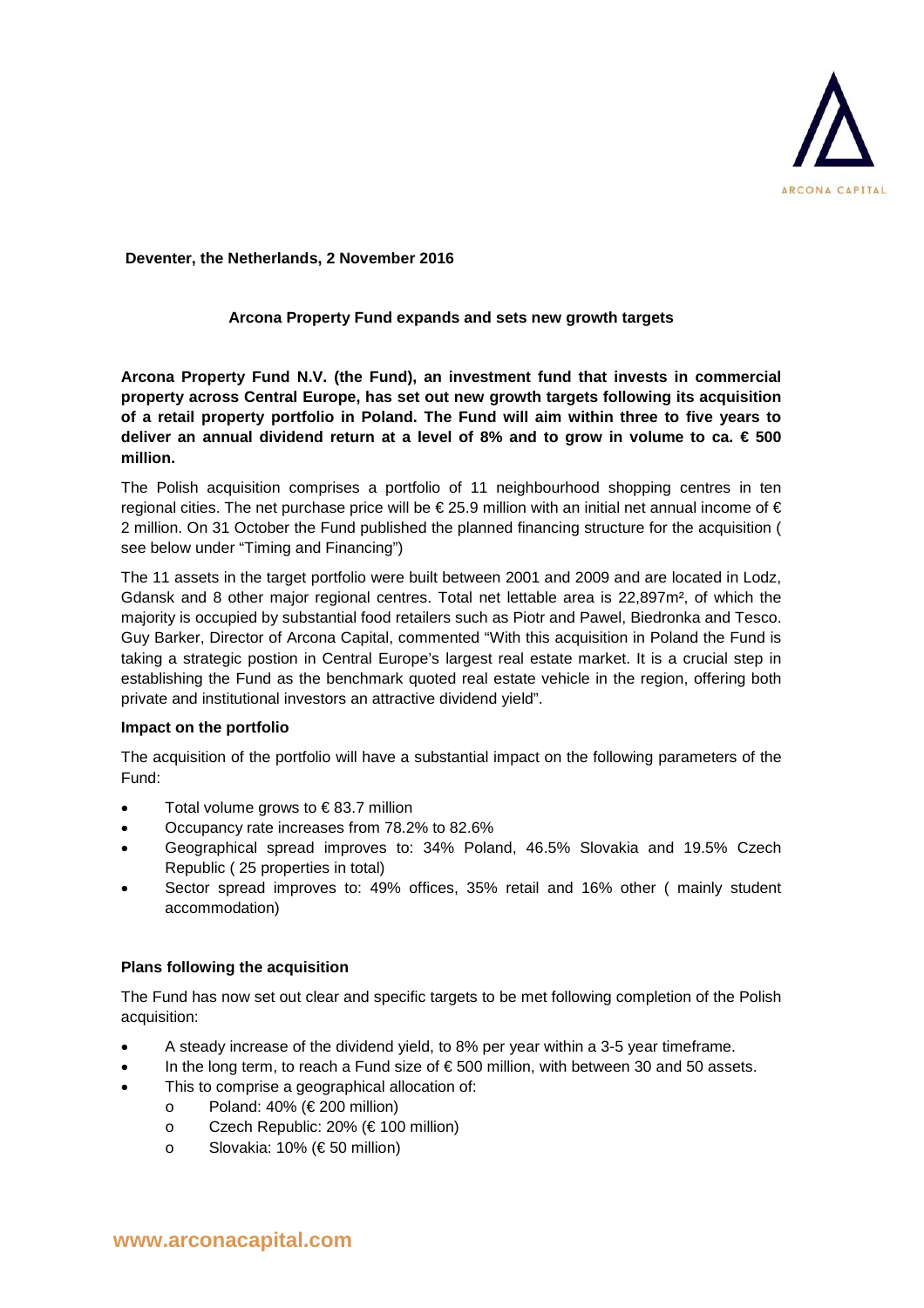**Deventer, the Netherlands, 2 November 2016**

**Arcona Property Fund expands and sets new growth targets**

**Arcona Property Fund N.V. (the Fund), an investment fund that invests in commercial property across Central Europe, has set out new growth targets following its acquisition of a retail property portfolio in Poland. The Fund will aim within three to five years to deliver an annual dividend return at a level of 8% and to grow in volume to ca. € 500 million.**

The Polish acquisition comprises a portfolio of 11 neighbourhood shopping centres in ten regional cities. The net purchase price will be € 25.9 million with an initial net annual income of € 2 million. On 31 October the Fund published the planned financing structure for the acquisition ( see below under "Timing and Financing")

The 11 assets in the target portfolio were built between 2001 and 2009 and are located in Lodz, Gdansk and 8 other major regional centres. Total net lettable area is 22,897m², of which the majority is occupied by substantial food retailers such as Piotr and Pawel, Biedronka and Tesco. Guy Barker, Director of Arcona Capital, commented "With this acquisition in Poland the Fund is taking a strategic postion in Central Europe's largest real estate market. It is a crucial step in establishing the Fund as the benchmark quoted real estate vehicle in the region, offering both private and institutional investors an attractive dividend yield".

**Impact on the portfolio**

The acquisition of the portfolio will have a substantial impact on the following parameters of the Fund:

- Total volume grows to € 83.7 million
- Occupancy rate increases from 78.2% to 82.6%
- Geographical spread improves to: 34% Poland, 46.5% Slovakia and 19.5% Czech Republic ( 25 properties in total)
- Sector spread improves to: 49% offices, 35% retail and 16% other ( mainly student accommodation)

**Plans following the acquisition**

The Fund has now set out clear and specific targets to be met following completion of the Polish acquisition:

- A steady increase of the dividend yield, to 8% per year within a 3-5 year timeframe.
- In the long term, to reach a Fund size of € 500 million, with between 30 and 50 assets.
- This to comprise a geographical allocation of:
  - Poland: 40% (€ 200 million)
  - Czech Republic: 20% (€ 100 million)
  - Slovakia: 10% (€ 50 million)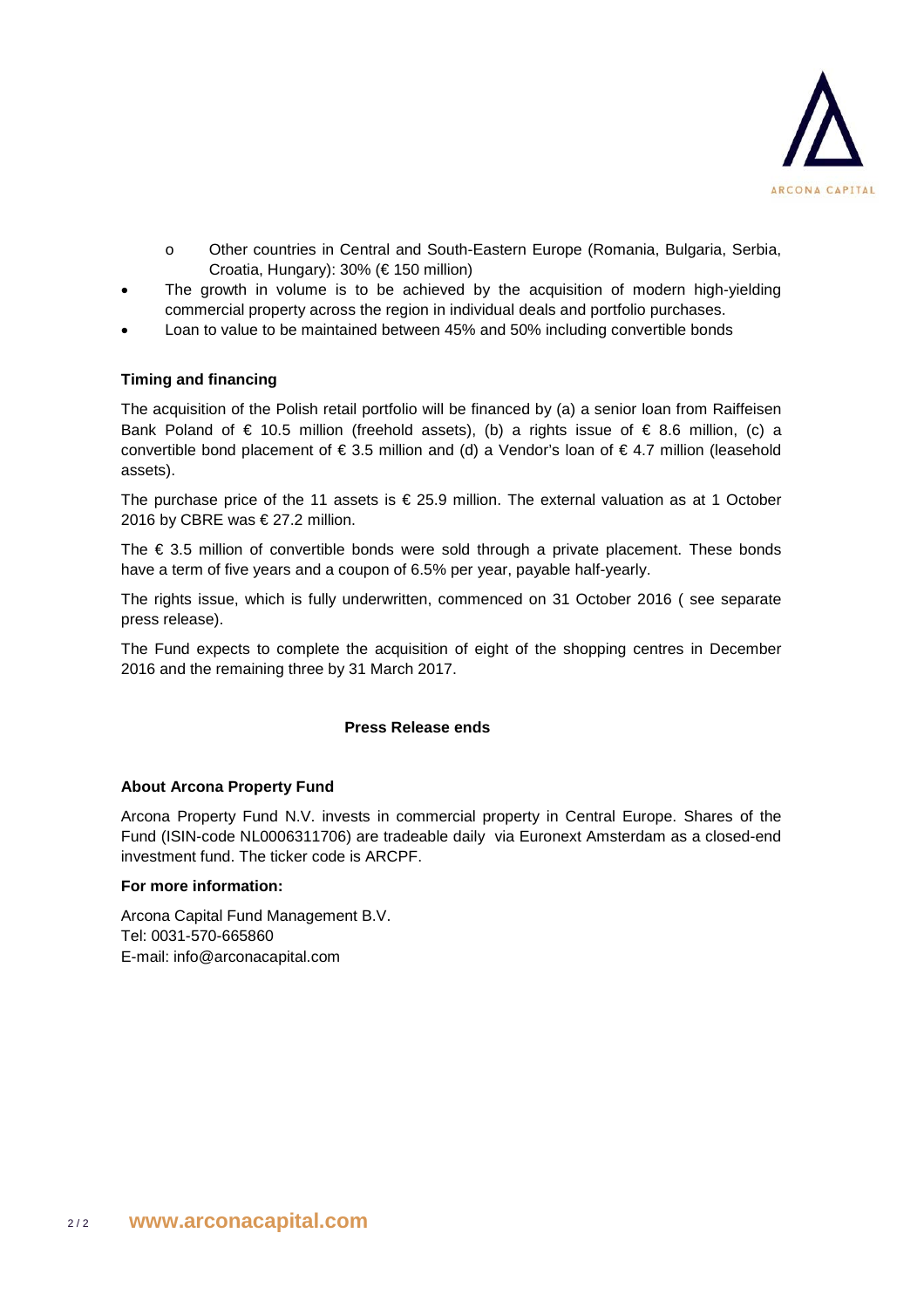- Other countries in Central and South-Eastern Europe (Romania, Bulgaria, Serbia, Croatia, Hungary): 30% (€ 150 million)
- The growth in volume is to be achieved by the acquisition of modern high-yielding commercial property across the region in individual deals and portfolio purchases.
- Loan to value to be maintained between 45% and 50% including convertible bonds

**Timing and financing**

The acquisition of the Polish retail portfolio will be financed by (a) a senior loan from Raiffeisen Bank Poland of € 10.5 million (freehold assets), (b) a rights issue of € 8.6 million, (c) a convertible bond placement of € 3.5 million and (d) a Vendor's loan of € 4.7 million (leasehold assets).

The purchase price of the 11 assets is € 25.9 million. The external valuation as at 1 October 2016 by CBRE was € 27.2 million.

The € 3.5 million of convertible bonds were sold through a private placement. These bonds have a term of five years and a coupon of 6.5% per year, payable half-yearly.

The rights issue, which is fully underwritten, commenced on 31 October 2016 ( see separate press release).

The Fund expects to complete the acquisition of eight of the shopping centres in December 2016 and the remaining three by 31 March 2017.

**Press Release ends**

**About Arcona Property Fund**

Arcona Property Fund N.V. invests in commercial property in Central Europe. Shares of the Fund (ISIN-code NL0006311706) are tradeable daily via Euronext Amsterdam as a closed-end investment fund. The ticker code is ARCPF.

**For more information:**

Arcona Capital Fund Management B.V.
Tel: 0031-570-665860
E-mail: info@arconacapital.com